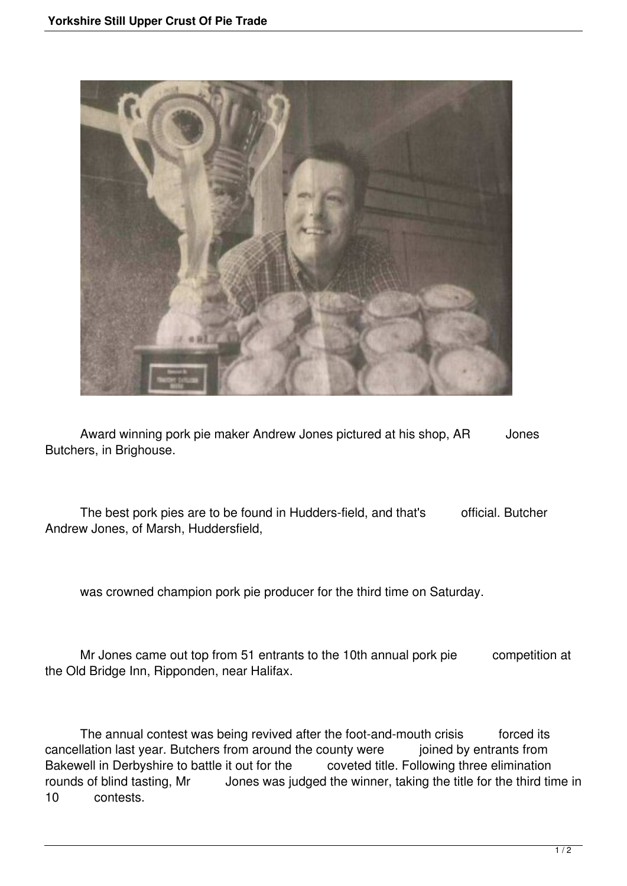Award winning pork pie maker Andrew Jones pictured at his shop, AR Jones Butchers, in Brighouse.

The best pork pies are to be found in Hudders-field, and that's official. Butcher Andrew Jones, of Marsh, Huddersfield,

was crowned champion pork pie producer for the third time on Saturday.

Mr Jones came out top from 51 entrants to the 10th annual pork pie competition at the Old Bridge Inn, Ripponden, near Halifax.

The annual contest was being revived after the foot-and-mouth crisis forced its cancellation last year. Butchers from around the county were joined by entrants from Bakewell in Derbyshire to battle it out for the coveted title. Following three elimination rounds of blind tasting, Mr Jones was judged the winner, taking the title for the third time in 10 contests.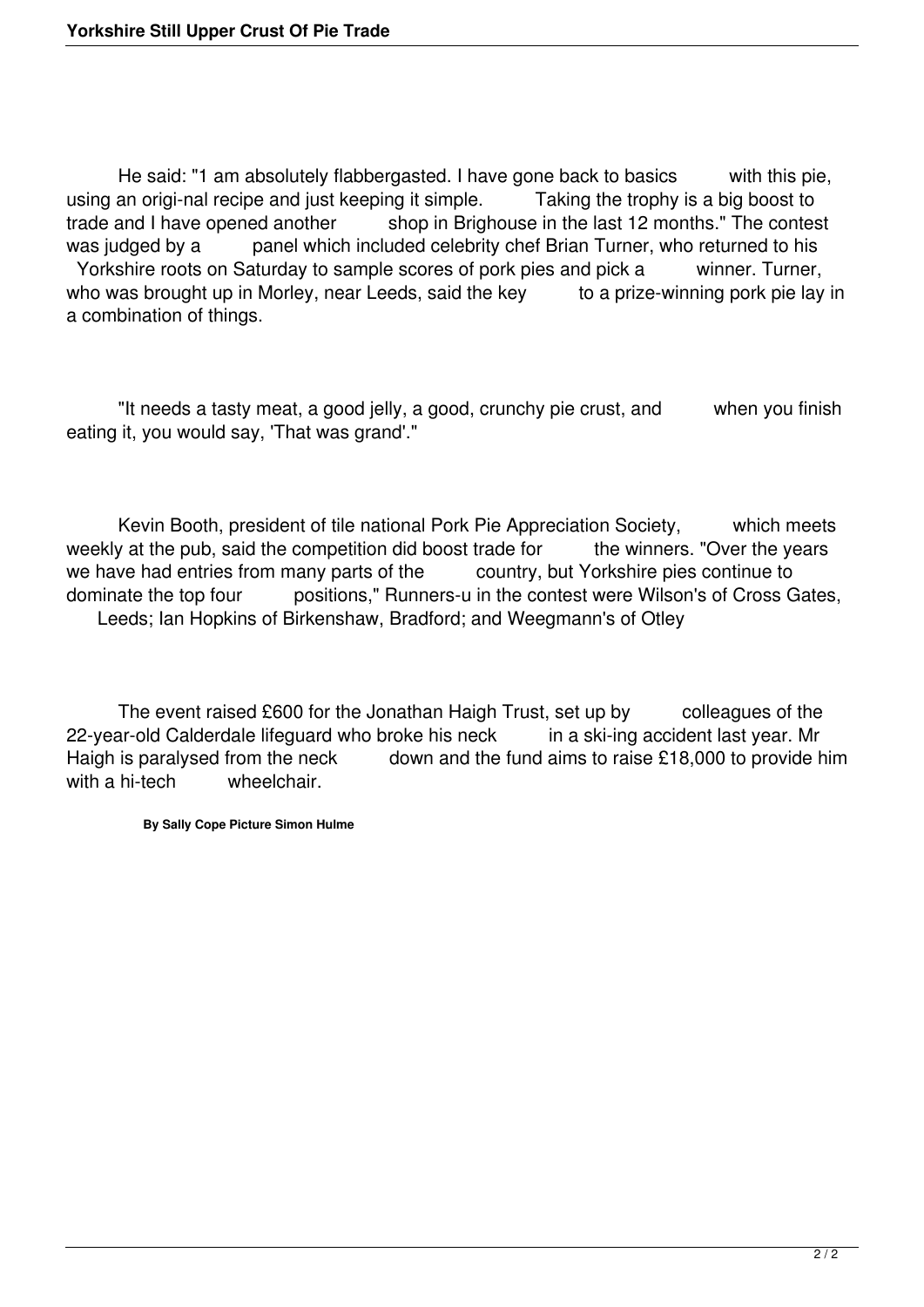He said: "1 am absolutely flabbergasted. I have gone back to basics with this pie, using an origi-nal recipe and just keeping it simple. Taking the trophy is a big boost to trade and I have opened another shop in Brighouse in the last 12 months." The contest was judged by a panel which included celebrity chef Brian Turner, who returned to his Yorkshire roots on Saturday to sample scores of pork pies and pick a winner. Turner, who was brought up in Morley, near Leeds, said the key to a prize-winning pork pie lay in a combination of things.

"It needs a tasty meat, a good jelly, a good, crunchy pie crust, and when you finish eating it, you would say, 'That was grand'."

Kevin Booth, president of tile national Pork Pie Appreciation Society, which meets weekly at the pub, said the competition did boost trade for the winners. "Over the years we have had entries from many parts of the country, but Yorkshire pies continue to dominate the top four positions," Runners-u in the contest were Wilson's of Cross Gates, Leeds; Ian Hopkins of Birkenshaw, Bradford; and Weegmann's of Otley

The event raised £600 for the Jonathan Haigh Trust, set up by colleagues of the 22-year-old Calderdale lifeguard who broke his neck in a ski-ing accident last year. Mr Haigh is paralysed from the neck down and the fund aims to raise £18,000 to provide him with a hi-tech wheelchair.

**By Sally Cope Picture Simon Hulme**